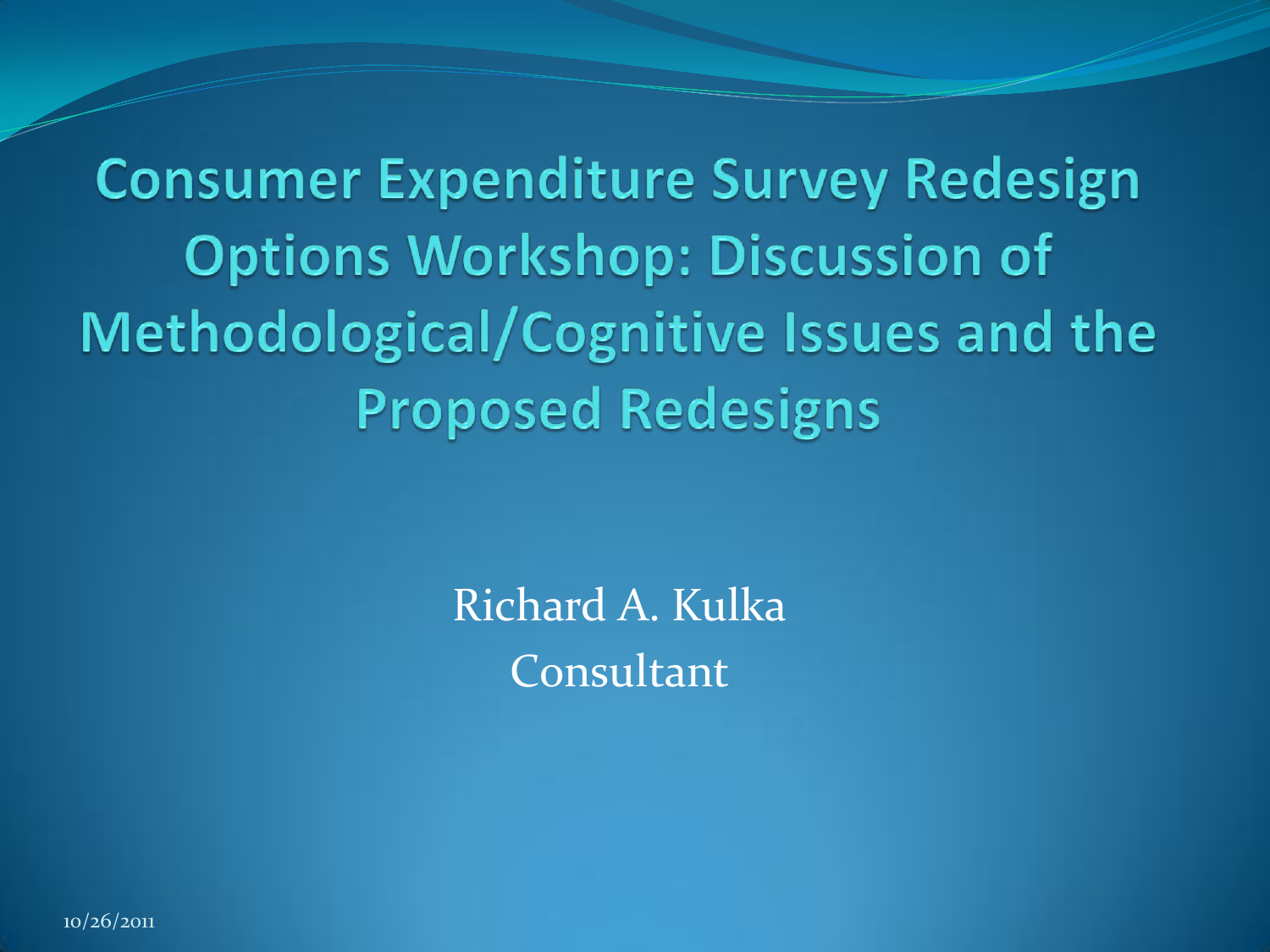# Consumer Expenditure Survey Redesign Options Workshop: Discussion of Methodological/Cognitive Issues and the Proposed Redesigns

Richard A. Kulka

Consultant

10/26/2011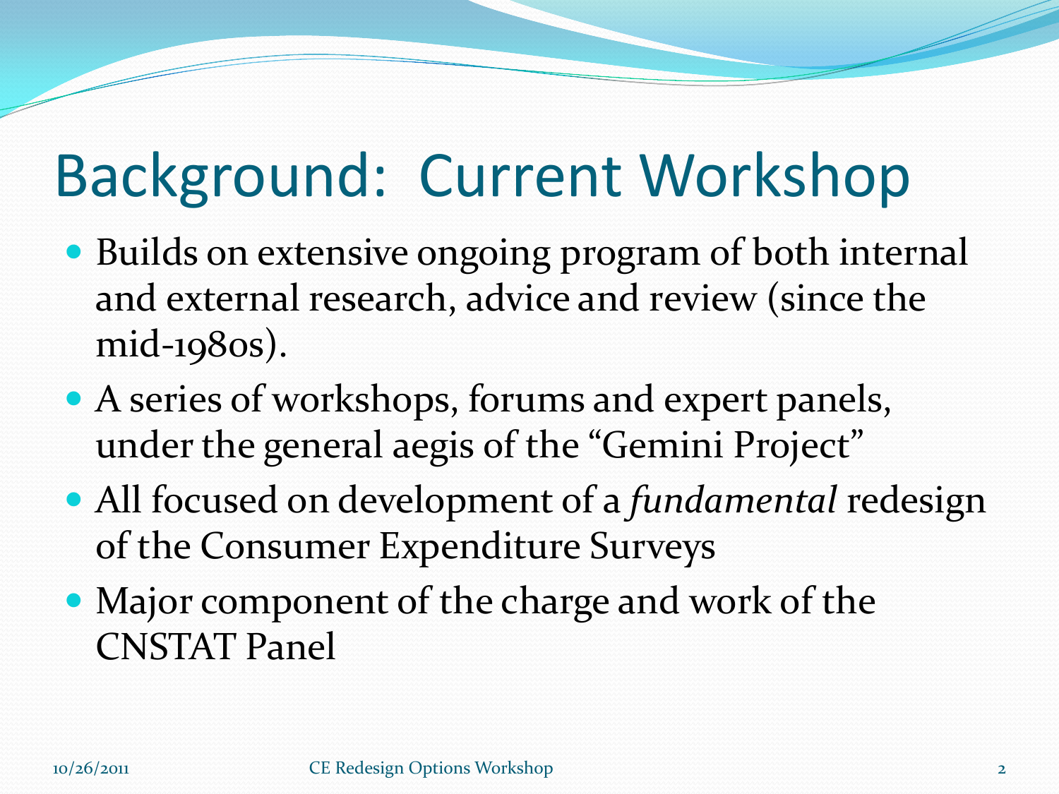# Background: Current Workshop

- Builds on extensive ongoing program of both internal and external research, advice and review (since the mid-1980s).
- A series of workshops, forums and expert panels, under the general aegis of the "Gemini Project"
- All focused on development of a *fundamental* redesign of the Consumer Expenditure Surveys
- Major component of the charge and work of the CNSTAT Panel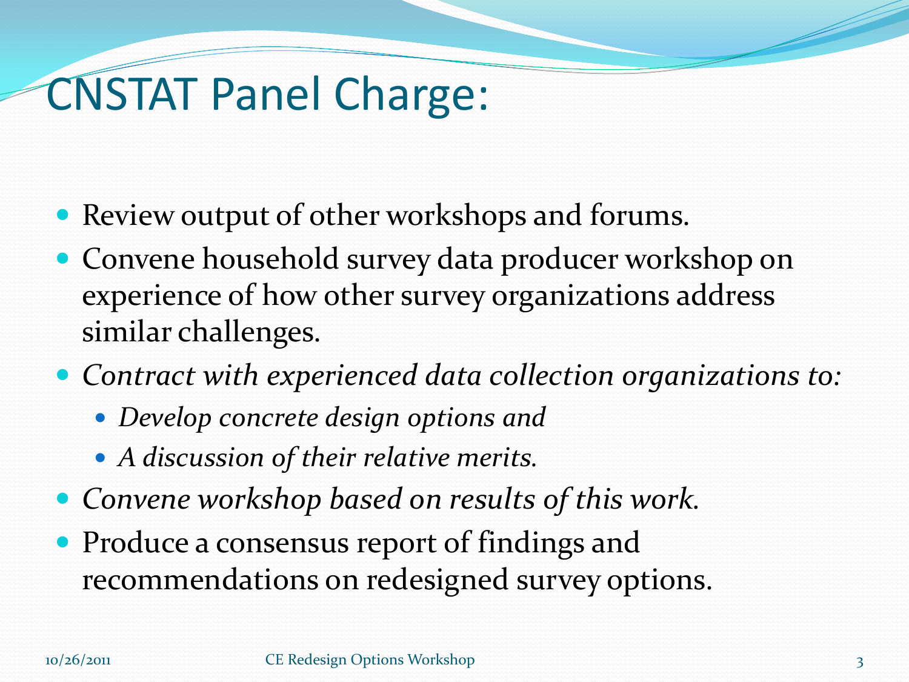# CNSTAT Panel Charge:

- Review output of other workshops and forums.
- Convene household survey data producer workshop on experience of how other survey organizations address similar challenges.
- *Contract with experienced data collection organizations to:*
  - *Develop concrete design options and*
  - *A discussion of their relative merits.*
- *Convene workshop based on results of this work.*
- Produce a consensus report of findings and recommendations on redesigned survey options.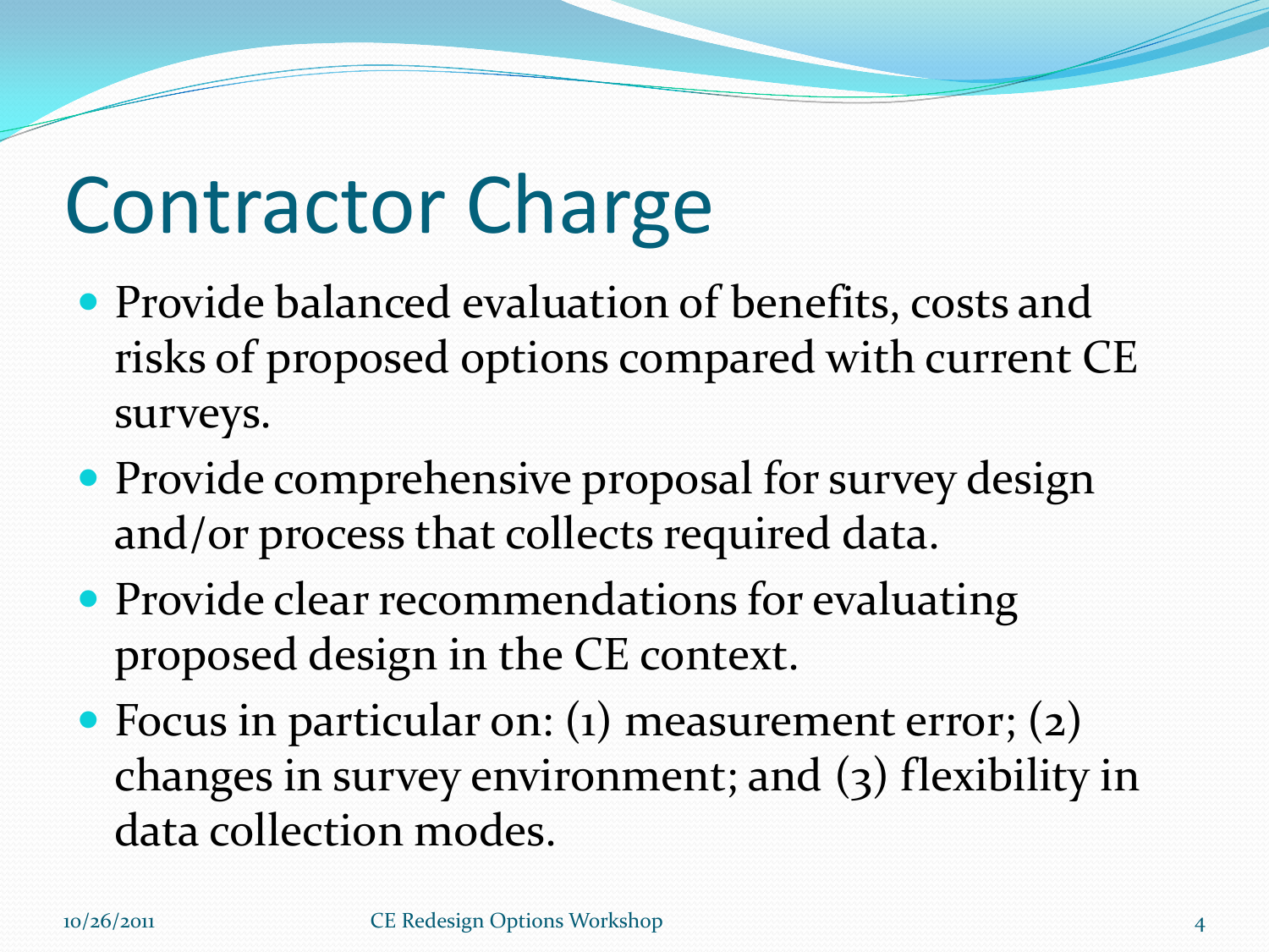# Contractor Charge

- Provide balanced evaluation of benefits, costs and risks of proposed options compared with current CE surveys.
- Provide comprehensive proposal for survey design and/or process that collects required data.
- Provide clear recommendations for evaluating proposed design in the CE context.
- Focus in particular on: (1) measurement error; (2) changes in survey environment; and (3) flexibility in data collection modes.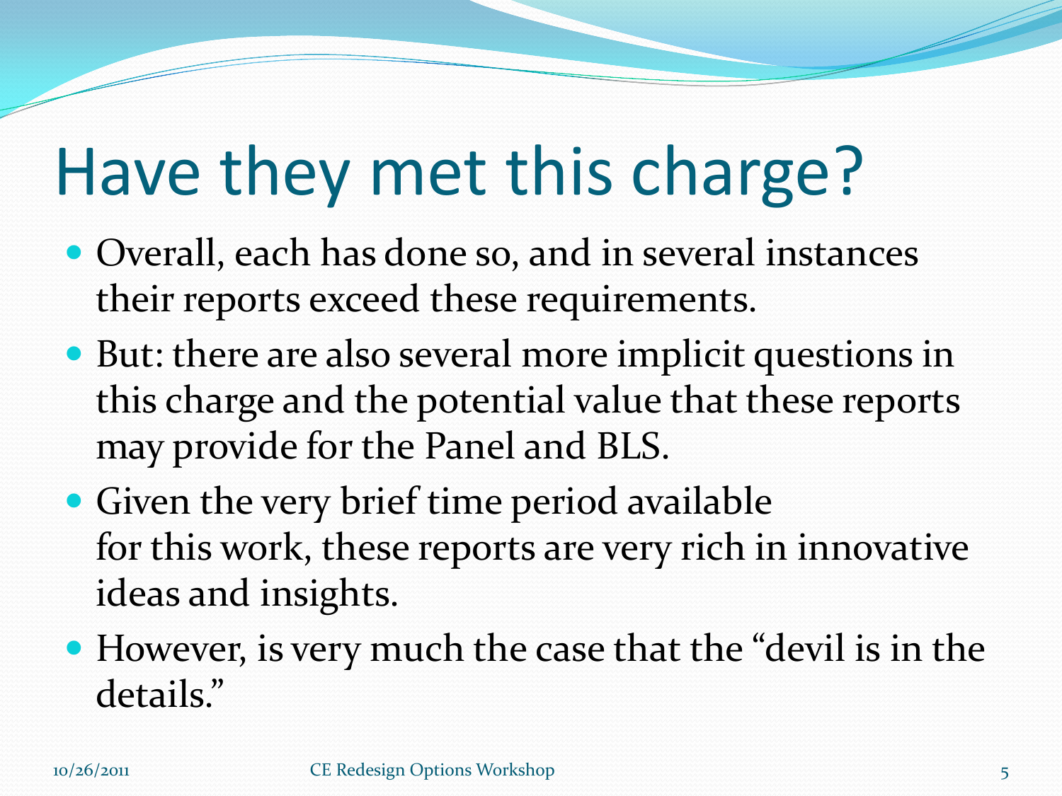# Have they met this charge?

- Overall, each has done so, and in several instances their reports exceed these requirements.
- But: there are also several more implicit questions in this charge and the potential value that these reports may provide for the Panel and BLS.
- Given the very brief time period available for this work, these reports are very rich in innovative ideas and insights.
- However, is very much the case that the “devil is in the details.”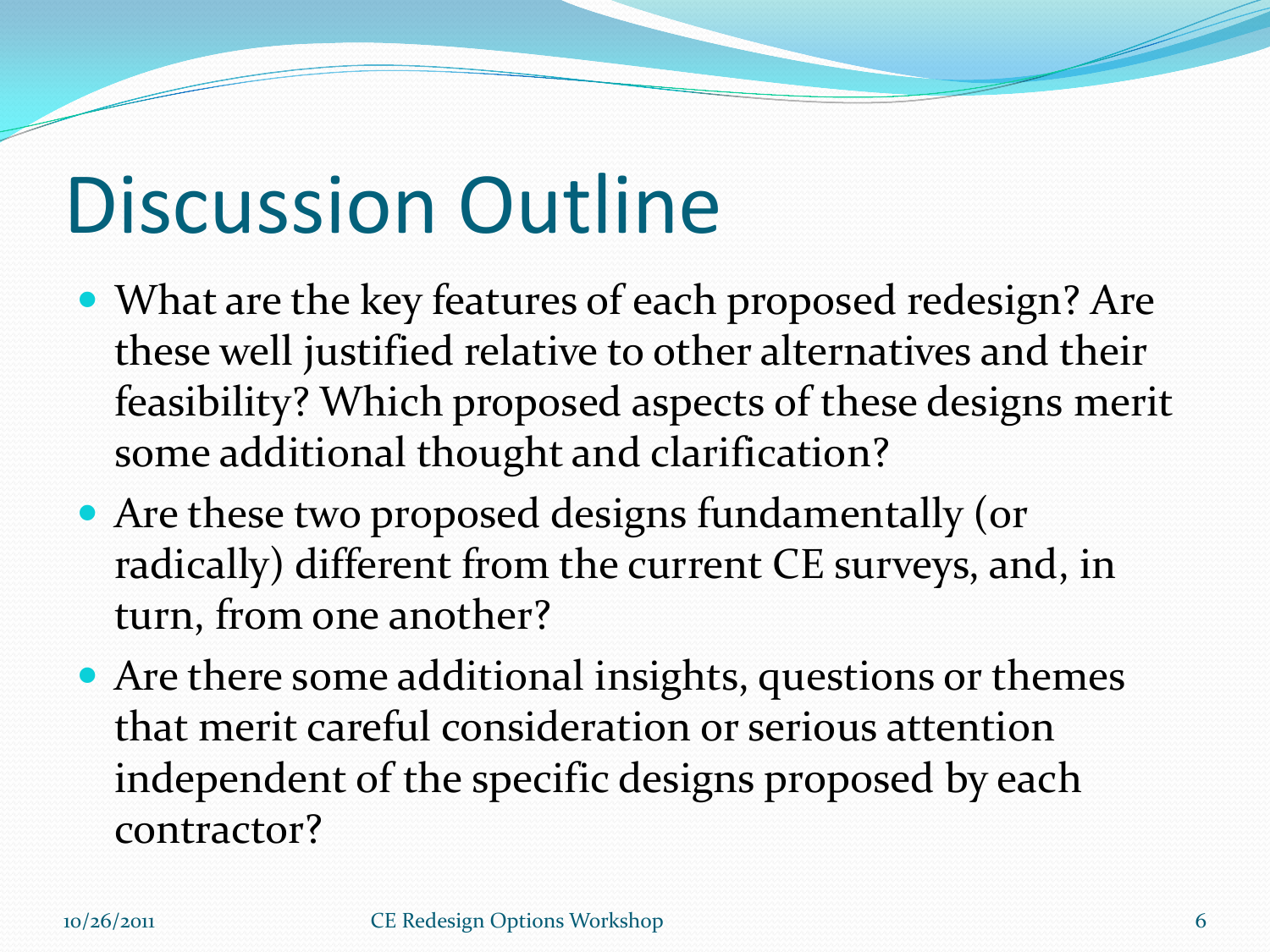# Discussion Outline

- What are the key features of each proposed redesign? Are these well justified relative to other alternatives and their feasibility? Which proposed aspects of these designs merit some additional thought and clarification?
- Are these two proposed designs fundamentally (or radically) different from the current CE surveys, and, in turn, from one another?
- Are there some additional insights, questions or themes that merit careful consideration or serious attention independent of the specific designs proposed by each contractor?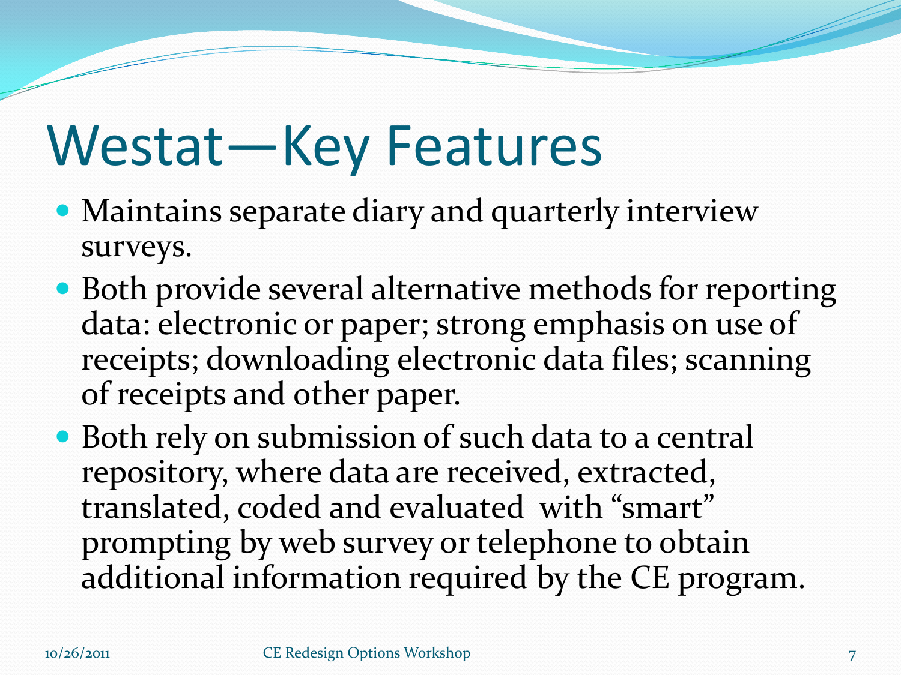# Westat—Key Features

- Maintains separate diary and quarterly interview surveys.
- Both provide several alternative methods for reporting data: electronic or paper; strong emphasis on use of receipts; downloading electronic data files; scanning of receipts and other paper.
- Both rely on submission of such data to a central repository, where data are received, extracted, translated, coded and evaluated with "smart" prompting by web survey or telephone to obtain additional information required by the CE program.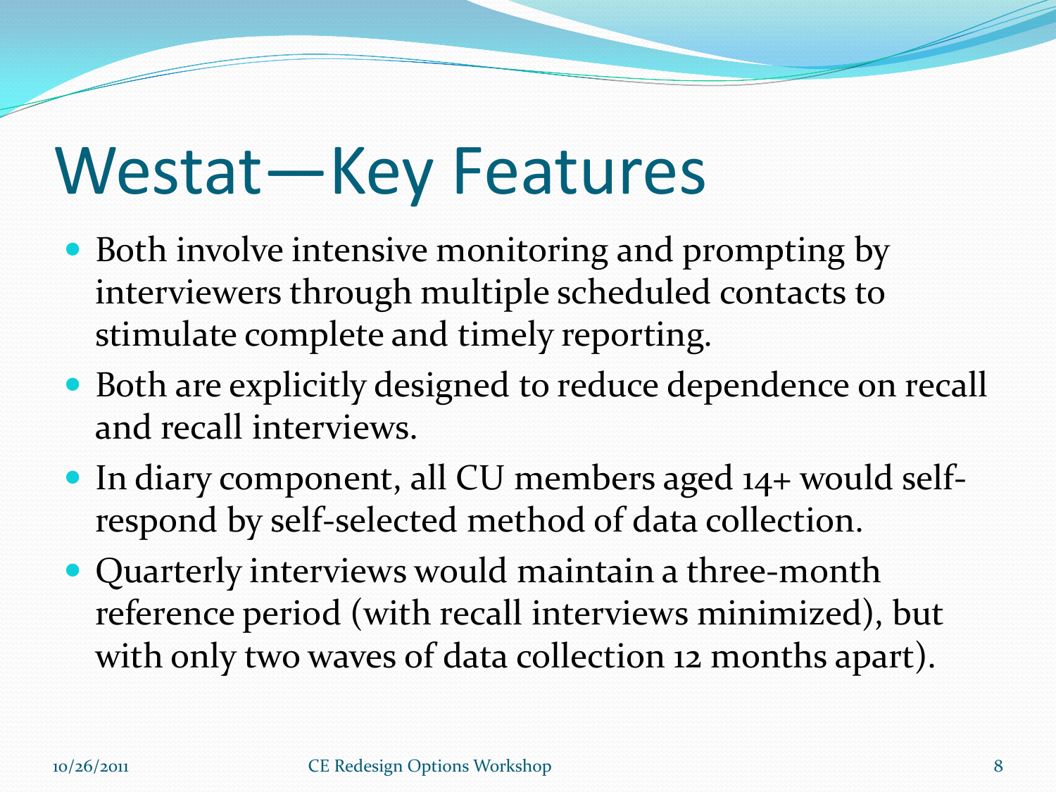# Westat—Key Features

- Both involve intensive monitoring and prompting by interviewers through multiple scheduled contacts to stimulate complete and timely reporting.
- Both are explicitly designed to reduce dependence on recall and recall interviews.
- In diary component, all CU members aged 14+ would self-respond by self-selected method of data collection.
- Quarterly interviews would maintain a three-month reference period (with recall interviews minimized), but with only two waves of data collection 12 months apart).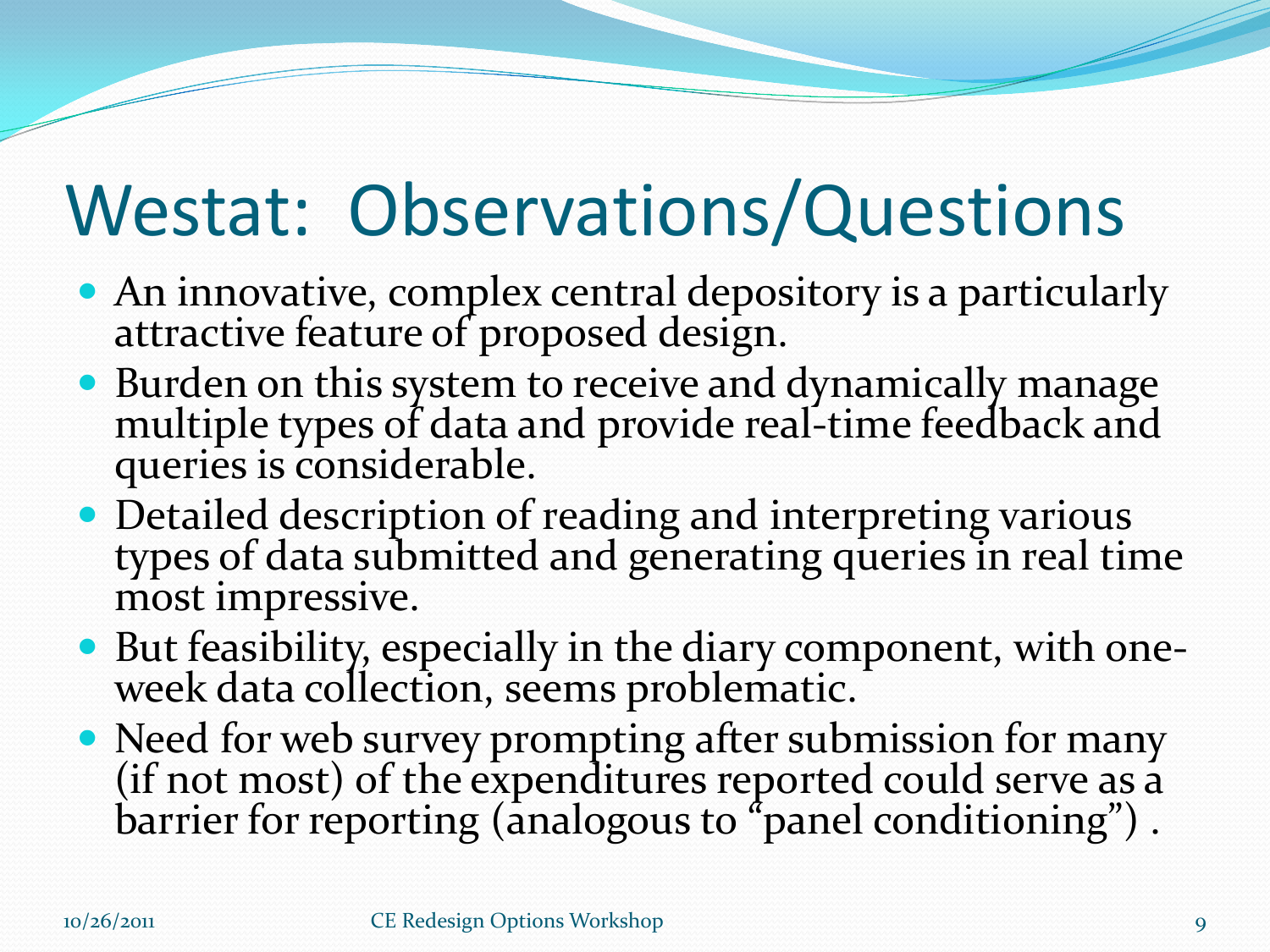# Westat: Observations/Questions

- An innovative, complex central depository is a particularly attractive feature of proposed design.
- Burden on this system to receive and dynamically manage multiple types of data and provide real-time feedback and queries is considerable.
- Detailed description of reading and interpreting various types of data submitted and generating queries in real time most impressive.
- But feasibility, especially in the diary component, with one-week data collection, seems problematic.
- Need for web survey prompting after submission for many (if not most) of the expenditures reported could serve as a barrier for reporting (analogous to "panel conditioning") .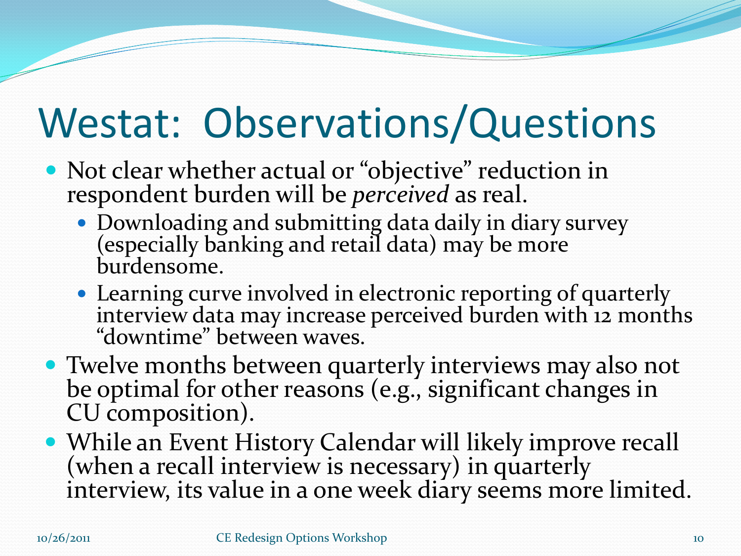# Westat: Observations/Questions

- Not clear whether actual or "objective" reduction in respondent burden will be *perceived* as real.
  - Downloading and submitting data daily in diary survey (especially banking and retail data) may be more burdensome.
  - Learning curve involved in electronic reporting of quarterly interview data may increase perceived burden with 12 months "downtime" between waves.
- Twelve months between quarterly interviews may also not be optimal for other reasons (e.g., significant changes in CU composition).
- While an Event History Calendar will likely improve recall (when a recall interview is necessary) in quarterly interview, its value in a one week diary seems more limited.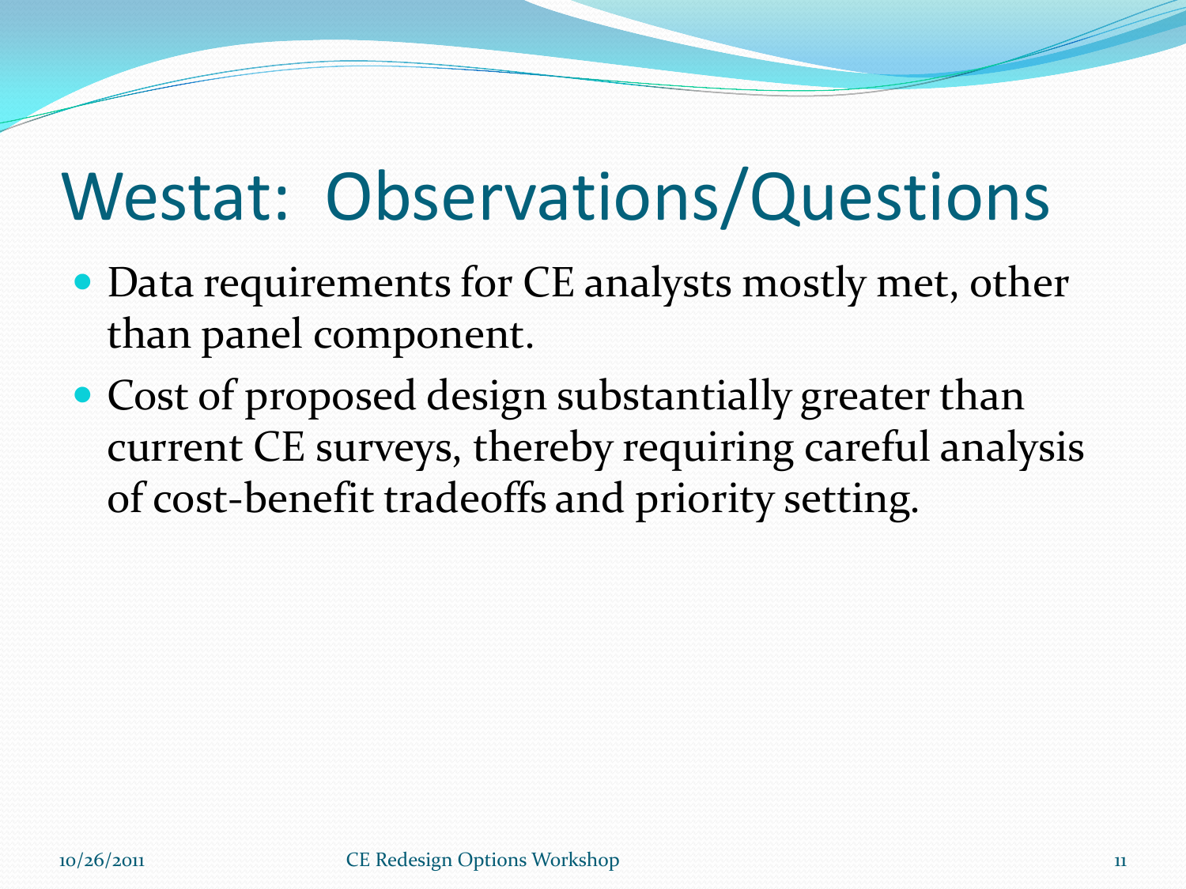# Westat: Observations/Questions

- Data requirements for CE analysts mostly met, other than panel component.
- Cost of proposed design substantially greater than current CE surveys, thereby requiring careful analysis of cost-benefit tradeoffs and priority setting.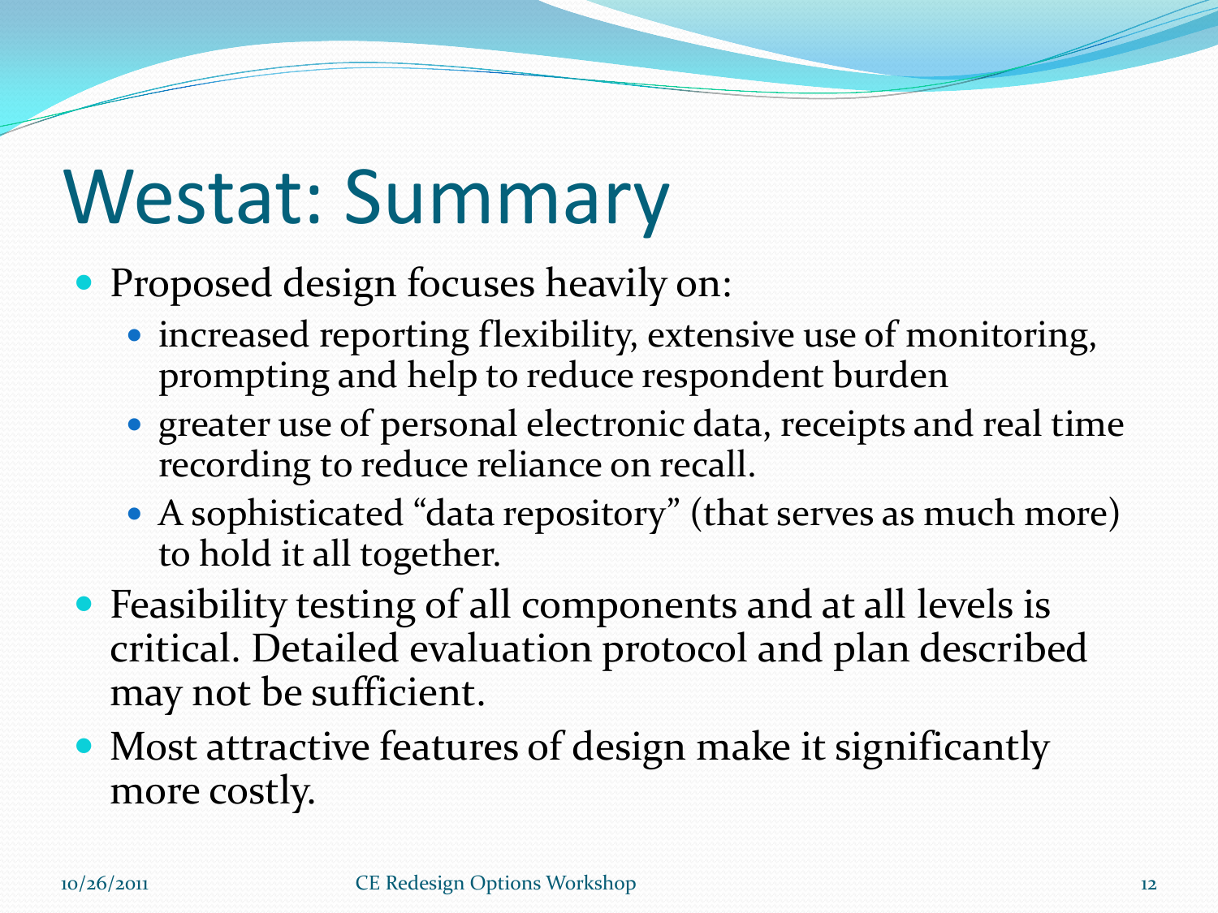# Westat: Summary

- Proposed design focuses heavily on:
  - increased reporting flexibility, extensive use of monitoring, prompting and help to reduce respondent burden
  - greater use of personal electronic data, receipts and real time recording to reduce reliance on recall.
  - A sophisticated “data repository” (that serves as much more) to hold it all together.
- Feasibility testing of all components and at all levels is critical. Detailed evaluation protocol and plan described may not be sufficient.
- Most attractive features of design make it significantly more costly.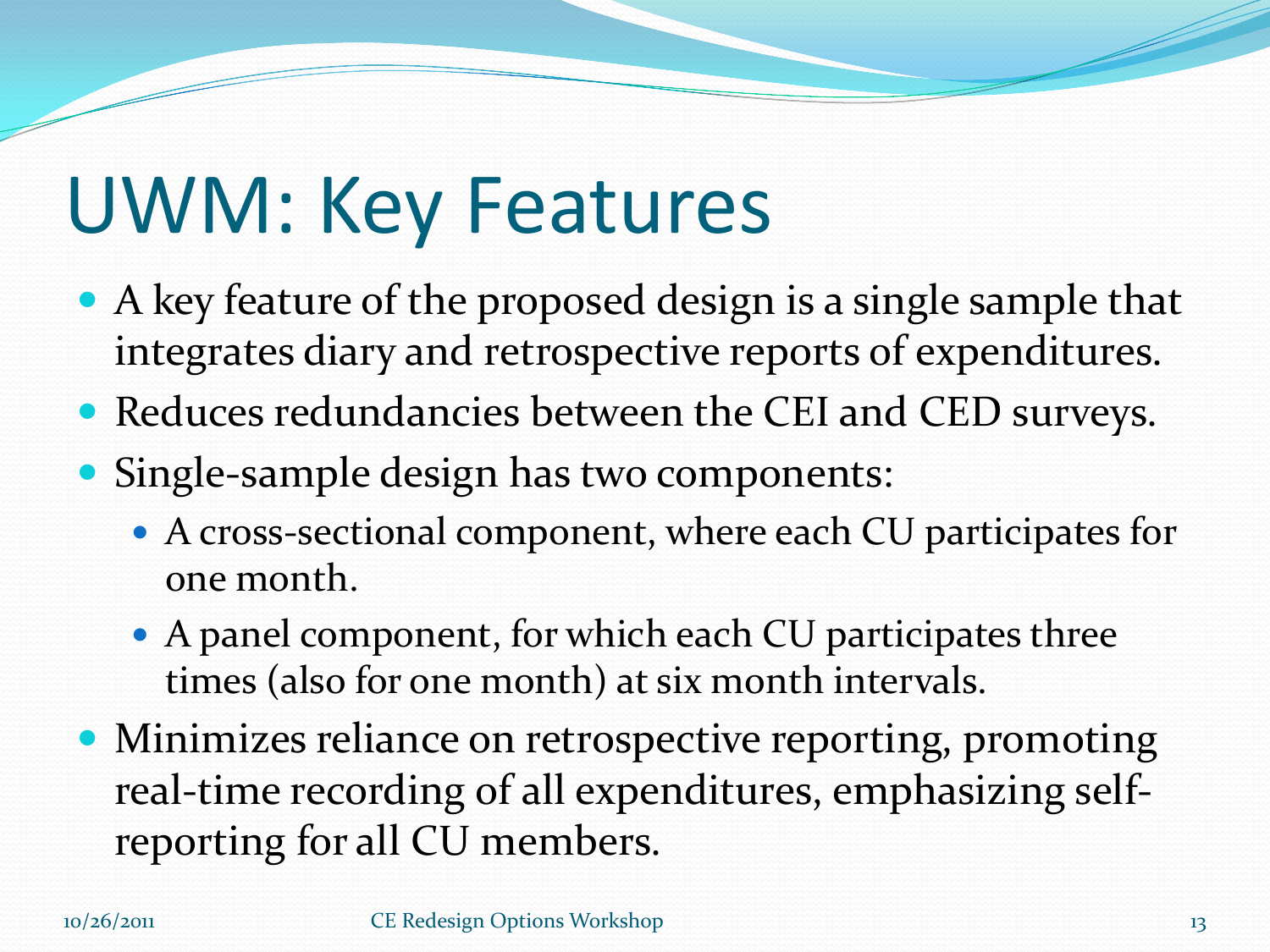# UWM: Key Features

- A key feature of the proposed design is a single sample that integrates diary and retrospective reports of expenditures.
- Reduces redundancies between the CEI and CED surveys.
- Single-sample design has two components:
  - A cross-sectional component, where each CU participates for one month.
  - A panel component, for which each CU participates three times (also for one month) at six month intervals.
- Minimizes reliance on retrospective reporting, promoting real-time recording of all expenditures, emphasizing self-reporting for all CU members.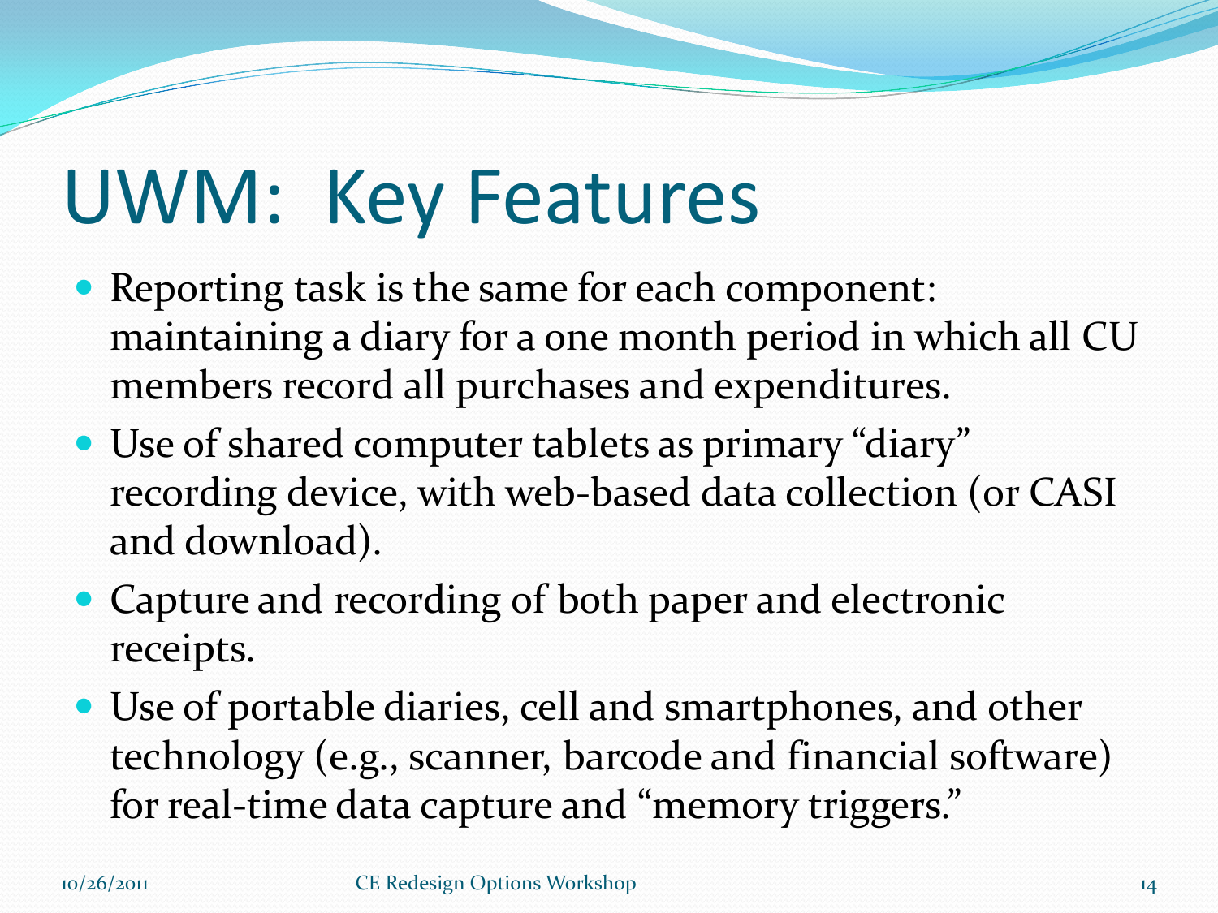# UWM: Key Features

- Reporting task is the same for each component: maintaining a diary for a one month period in which all CU members record all purchases and expenditures.
- Use of shared computer tablets as primary "diary" recording device, with web-based data collection (or CASI and download).
- Capture and recording of both paper and electronic receipts.
- Use of portable diaries, cell and smartphones, and other technology (e.g., scanner, barcode and financial software) for real-time data capture and "memory triggers."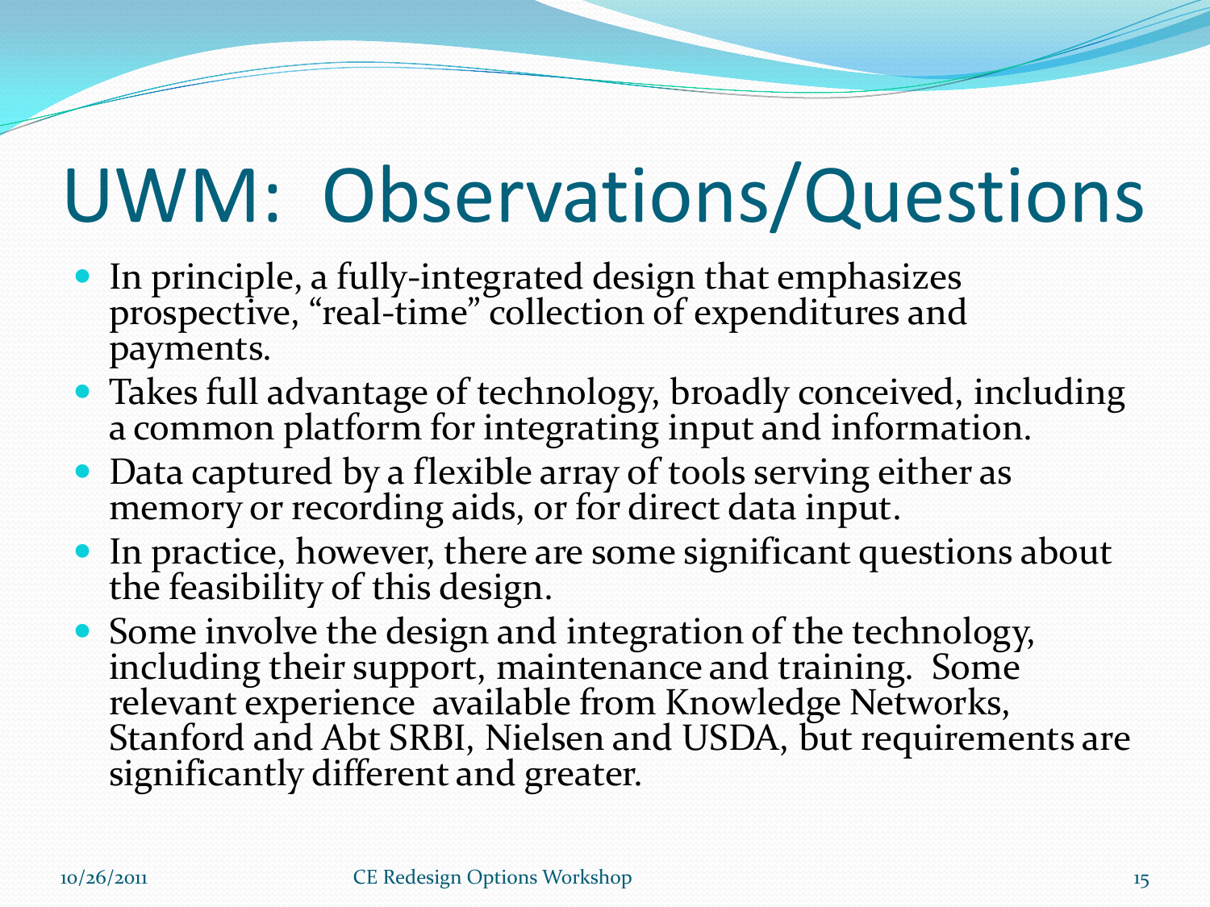# UWM: Observations/Questions

- In principle, a fully-integrated design that emphasizes prospective, "real-time" collection of expenditures and payments.
- Takes full advantage of technology, broadly conceived, including a common platform for integrating input and information.
- Data captured by a flexible array of tools serving either as memory or recording aids, or for direct data input.
- In practice, however, there are some significant questions about the feasibility of this design.
- Some involve the design and integration of the technology, including their support, maintenance and training. Some relevant experience available from Knowledge Networks, Stanford and Abt SRBI, Nielsen and USDA, but requirements are significantly different and greater.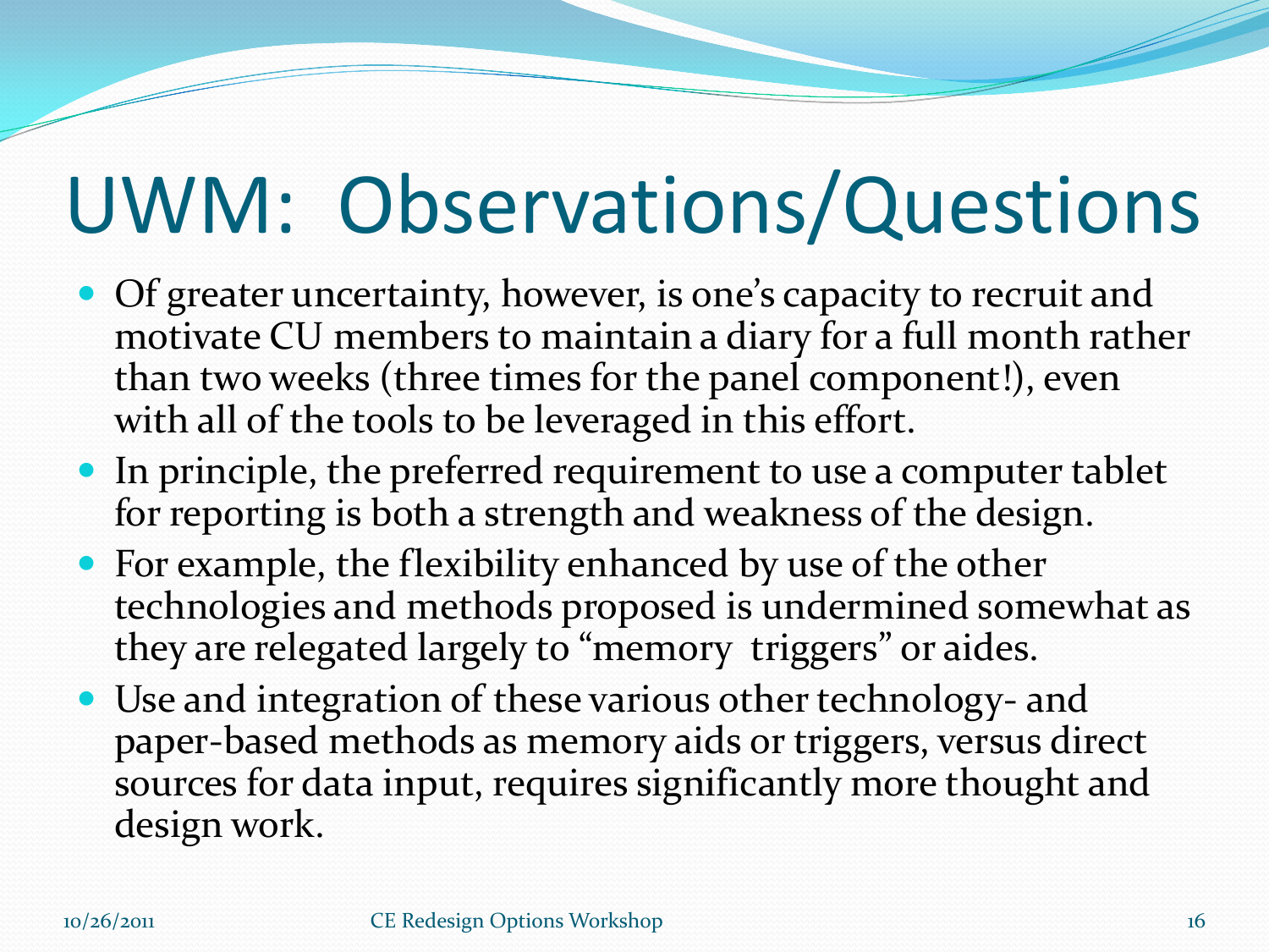# UWM: Observations/Questions

- Of greater uncertainty, however, is one's capacity to recruit and motivate CU members to maintain a diary for a full month rather than two weeks (three times for the panel component!), even with all of the tools to be leveraged in this effort.
- In principle, the preferred requirement to use a computer tablet for reporting is both a strength and weakness of the design.
- For example, the flexibility enhanced by use of the other technologies and methods proposed is undermined somewhat as they are relegated largely to "memory triggers" or aides.
- Use and integration of these various other technology- and paper-based methods as memory aids or triggers, versus direct sources for data input, requires significantly more thought and design work.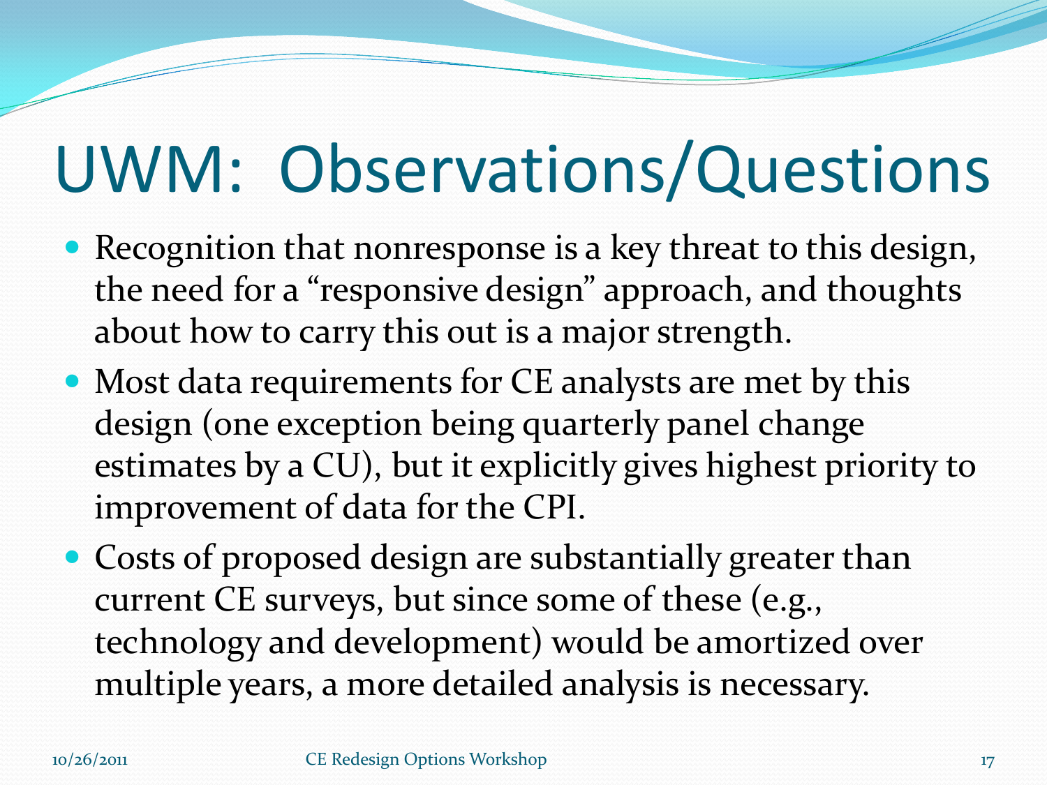# UWM: Observations/Questions

- Recognition that nonresponse is a key threat to this design, the need for a “responsive design” approach, and thoughts about how to carry this out is a major strength.
- Most data requirements for CE analysts are met by this design (one exception being quarterly panel change estimates by a CU), but it explicitly gives highest priority to improvement of data for the CPI.
- Costs of proposed design are substantially greater than current CE surveys, but since some of these (e.g., technology and development) would be amortized over multiple years, a more detailed analysis is necessary.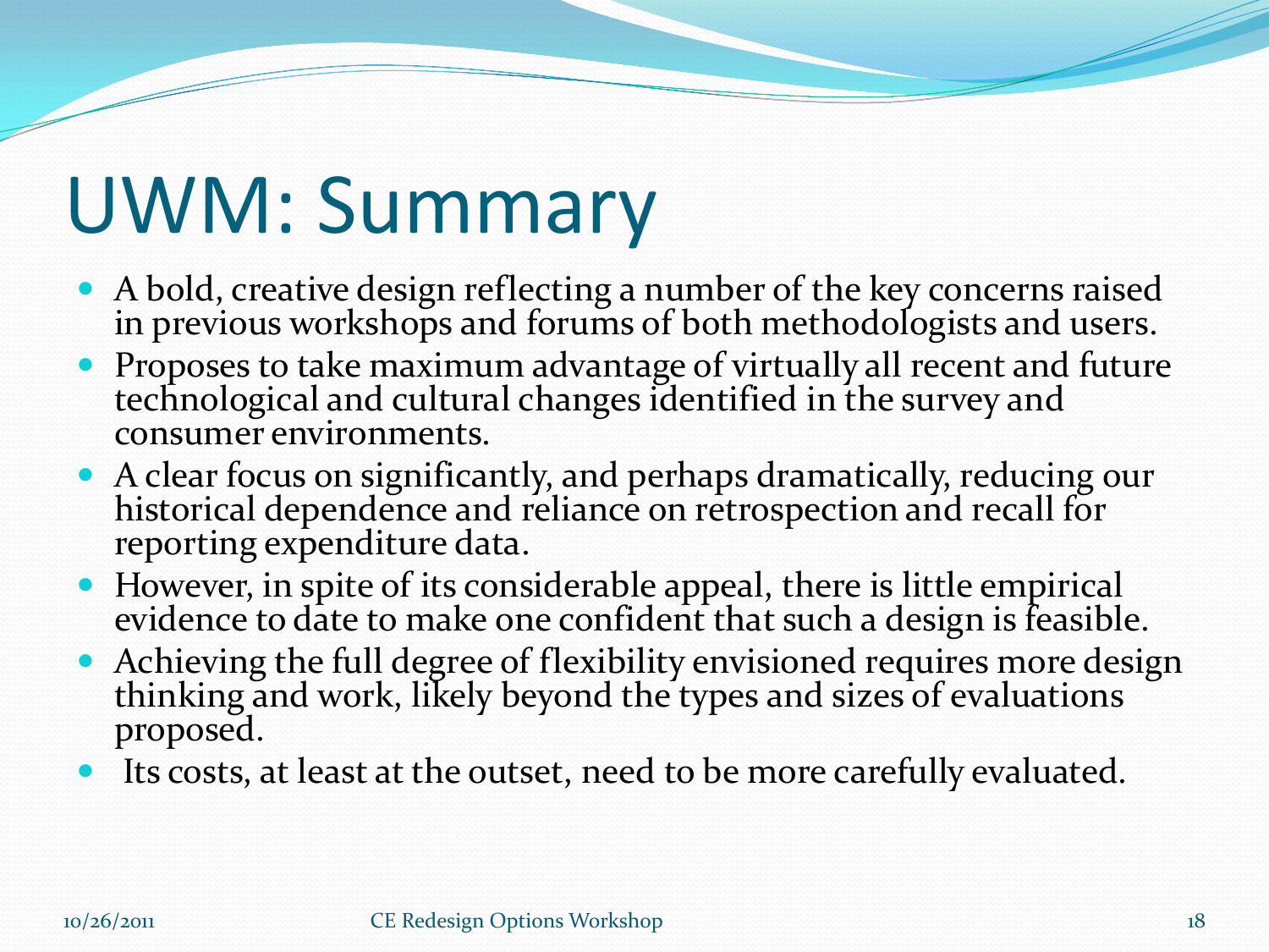# UWM: Summary

- A bold, creative design reflecting a number of the key concerns raised in previous workshops and forums of both methodologists and users.
- Proposes to take maximum advantage of virtually all recent and future technological and cultural changes identified in the survey and consumer environments.
- A clear focus on significantly, and perhaps dramatically, reducing our historical dependence and reliance on retrospection and recall for reporting expenditure data.
- However, in spite of its considerable appeal, there is little empirical evidence to date to make one confident that such a design is feasible.
- Achieving the full degree of flexibility envisioned requires more design thinking and work, likely beyond the types and sizes of evaluations proposed.
- Its costs, at least at the outset, need to be more carefully evaluated.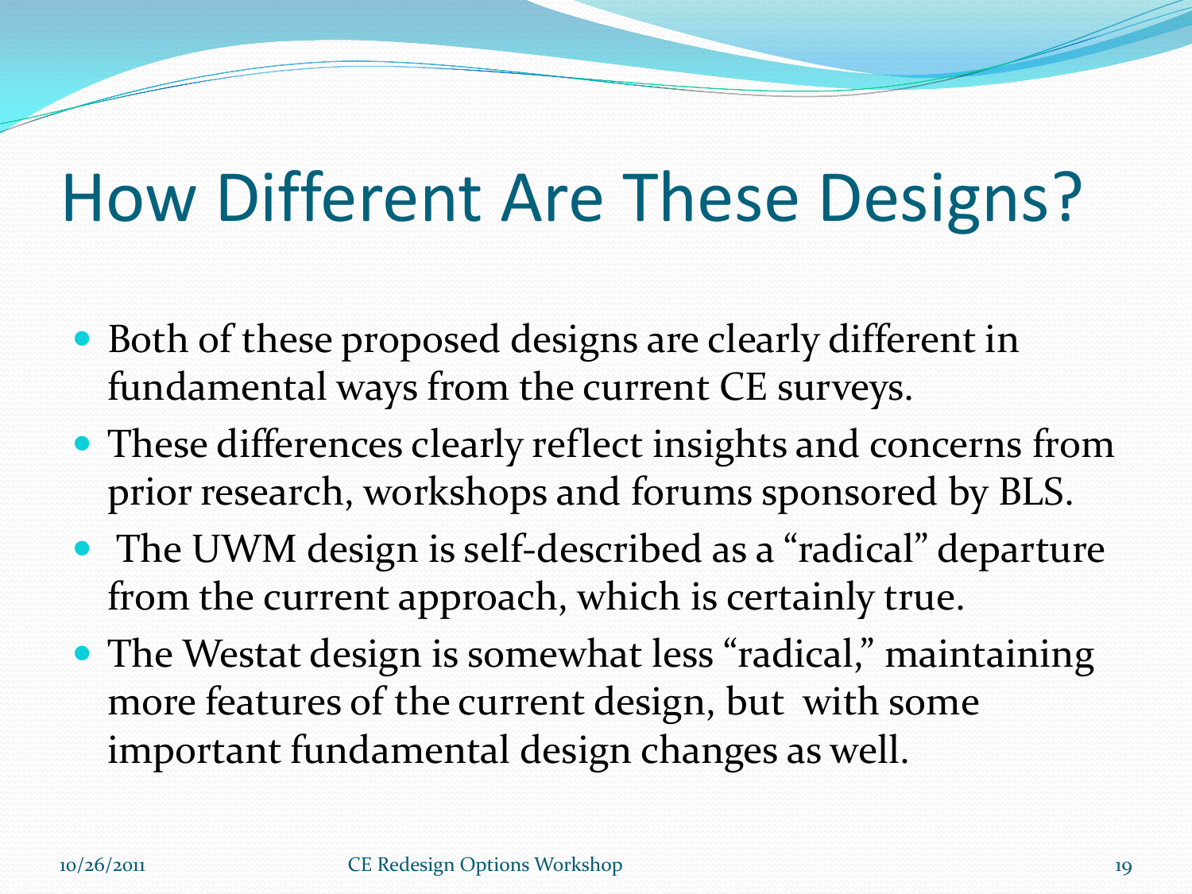# How Different Are These Designs?

- Both of these proposed designs are clearly different in fundamental ways from the current CE surveys.
- These differences clearly reflect insights and concerns from prior research, workshops and forums sponsored by BLS.
- The UWM design is self-described as a "radical" departure from the current approach, which is certainly true.
- The Westat design is somewhat less "radical," maintaining more features of the current design, but with some important fundamental design changes as well.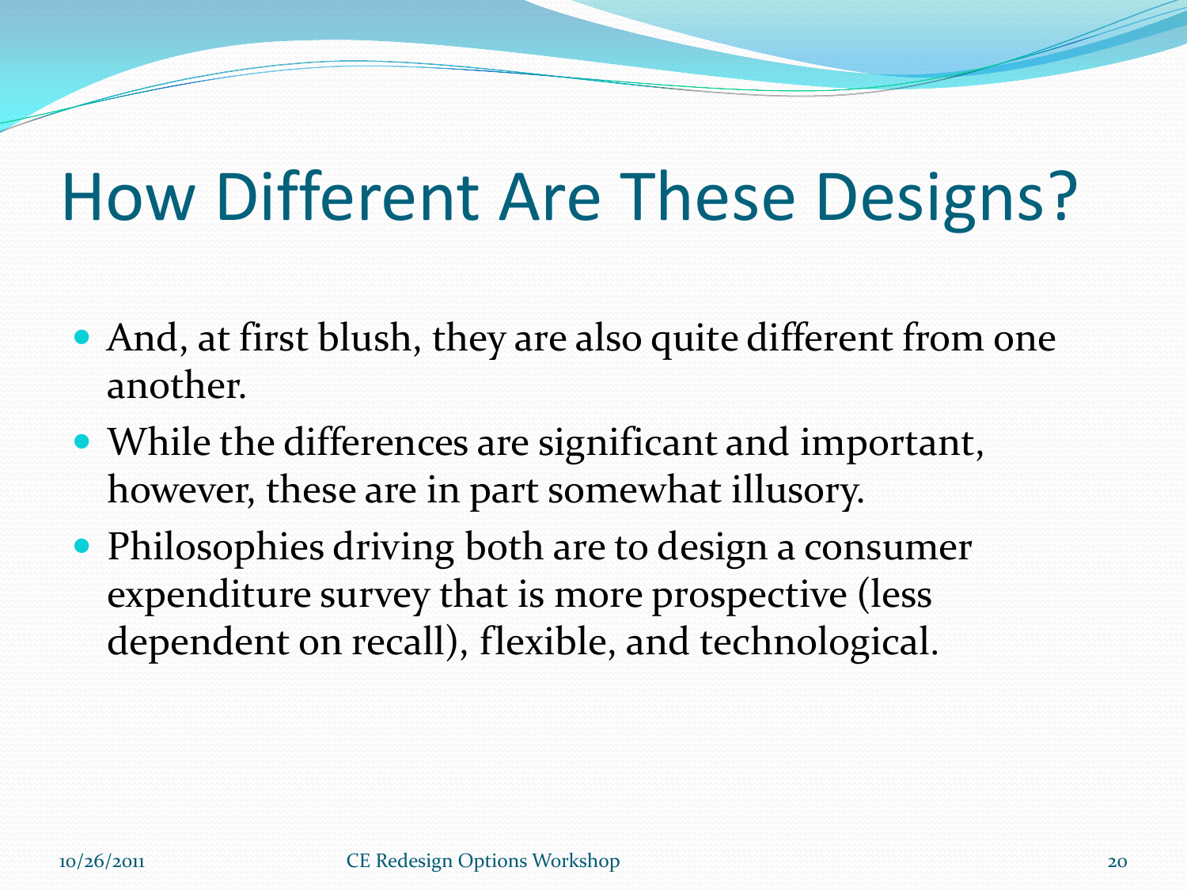# How Different Are These Designs?

- And, at first blush, they are also quite different from one another.
- While the differences are significant and important, however, these are in part somewhat illusory.
- Philosophies driving both are to design a consumer expenditure survey that is more prospective (less dependent on recall), flexible, and technological.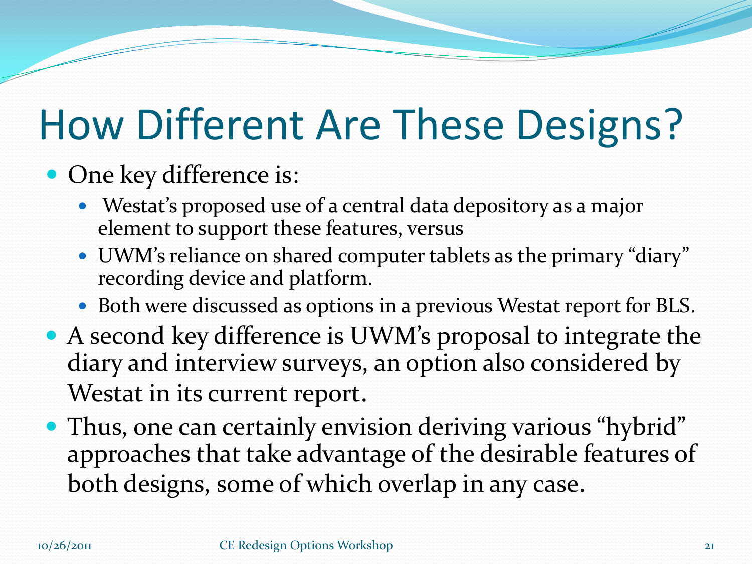# How Different Are These Designs?

- One key difference is:
  - Westat's proposed use of a central data depository as a major element to support these features, versus
  - UWM's reliance on shared computer tablets as the primary "diary" recording device and platform.
  - Both were discussed as options in a previous Westat report for BLS.
- A second key difference is UWM's proposal to integrate the diary and interview surveys, an option also considered by Westat in its current report.
- Thus, one can certainly envision deriving various "hybrid" approaches that take advantage of the desirable features of both designs, some of which overlap in any case.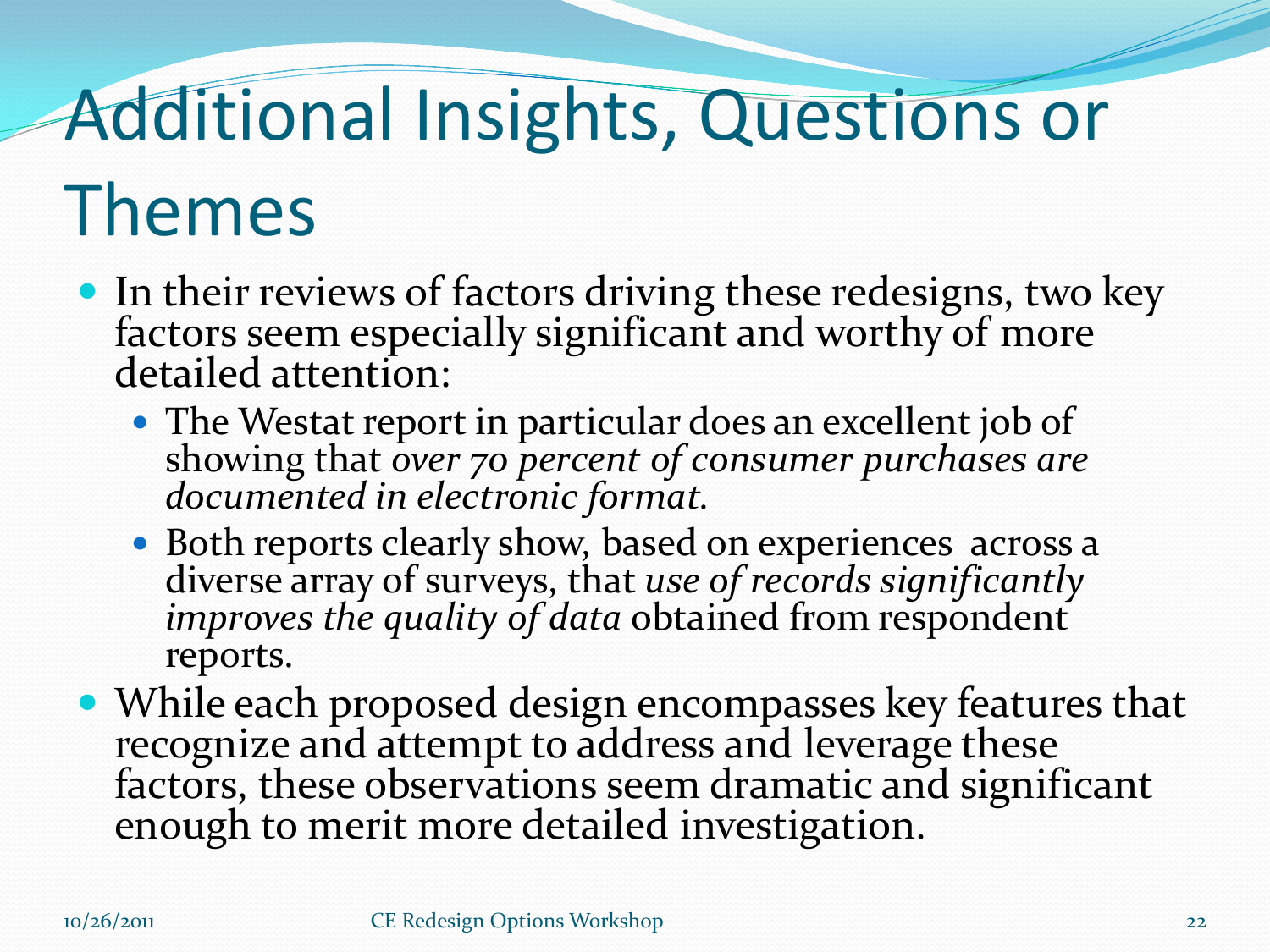# Additional Insights, Questions or Themes

- In their reviews of factors driving these redesigns, two key factors seem especially significant and worthy of more detailed attention:
  - The Westat report in particular does an excellent job of showing that *over 70 percent of consumer purchases are documented in electronic format.*
  - Both reports clearly show, based on experiences across a diverse array of surveys, that *use of records significantly improves the quality of data* obtained from respondent reports.
- While each proposed design encompasses key features that recognize and attempt to address and leverage these factors, these observations seem dramatic and significant enough to merit more detailed investigation.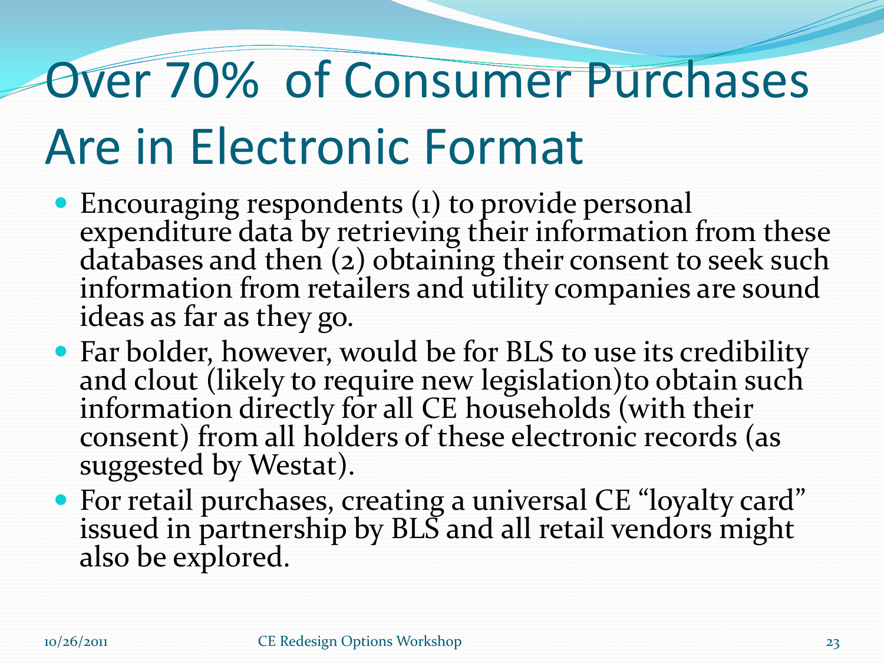# Over 70% of Consumer Purchases Are in Electronic Format

- Encouraging respondents (1) to provide personal expenditure data by retrieving their information from these databases and then (2) obtaining their consent to seek such information from retailers and utility companies are sound ideas as far as they go.
- Far bolder, however, would be for BLS to use its credibility and clout (likely to require new legislation)to obtain such information directly for all CE households (with their consent) from all holders of these electronic records (as suggested by Westat).
- For retail purchases, creating a universal CE "loyalty card" issued in partnership by BLS and all retail vendors might also be explored.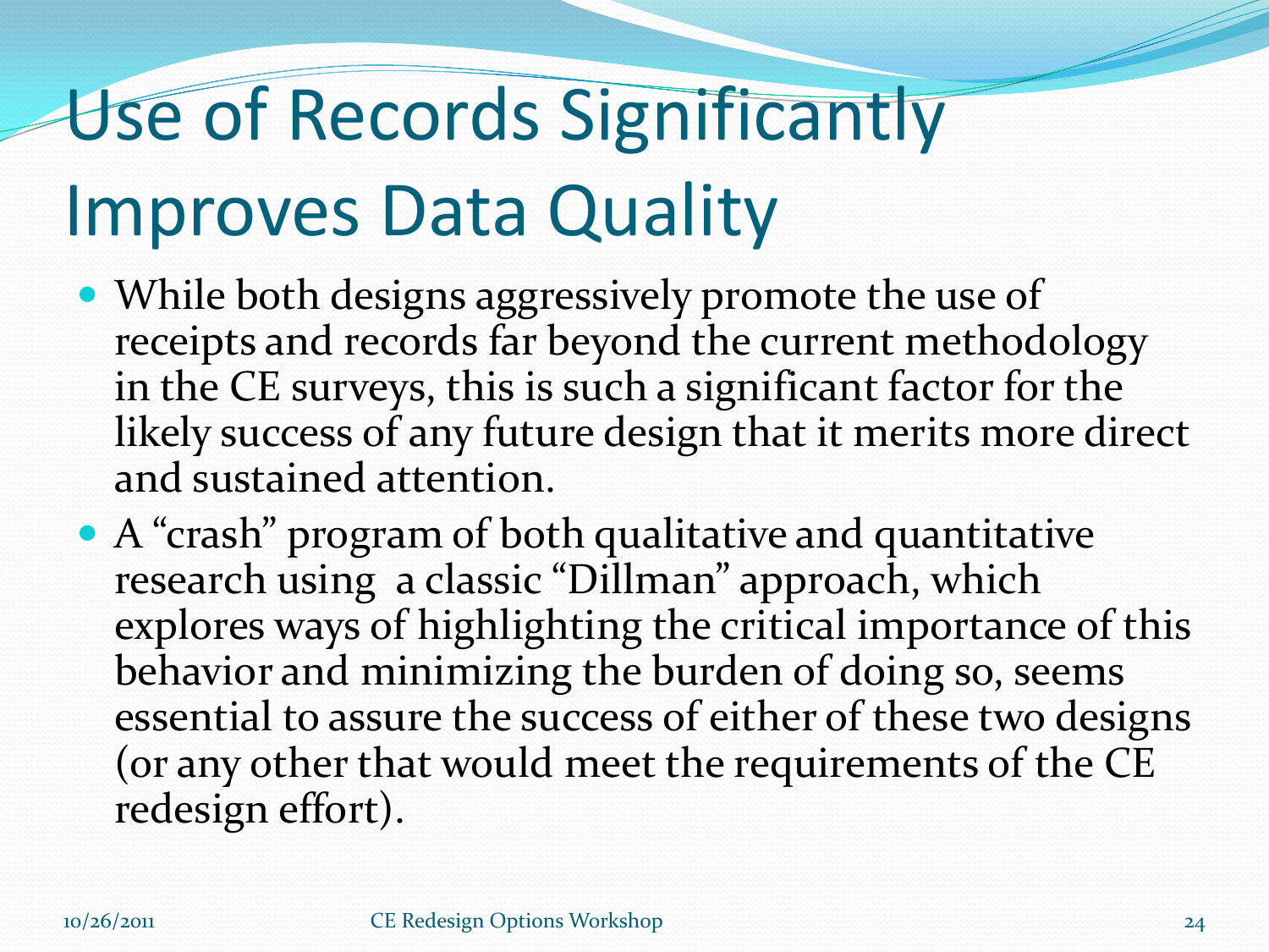# Use of Records Significantly Improves Data Quality

- While both designs aggressively promote the use of receipts and records far beyond the current methodology in the CE surveys, this is such a significant factor for the likely success of any future design that it merits more direct and sustained attention.
- A "crash" program of both qualitative and quantitative research using a classic "Dillman" approach, which explores ways of highlighting the critical importance of this behavior and minimizing the burden of doing so, seems essential to assure the success of either of these two designs (or any other that would meet the requirements of the CE redesign effort).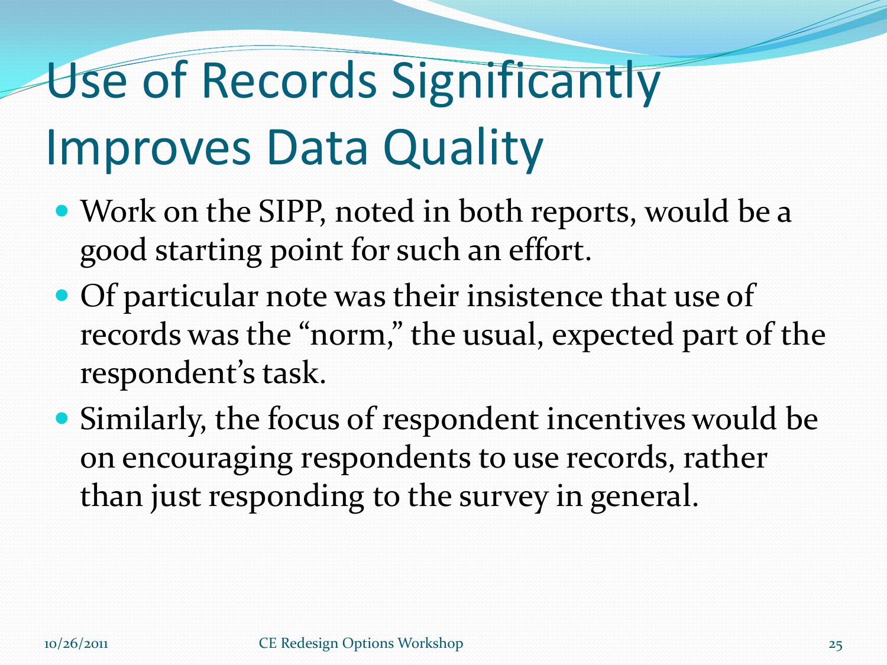# Use of Records Significantly Improves Data Quality

- Work on the SIPP, noted in both reports, would be a good starting point for such an effort.
- Of particular note was their insistence that use of records was the "norm," the usual, expected part of the respondent's task.
- Similarly, the focus of respondent incentives would be on encouraging respondents to use records, rather than just responding to the survey in general.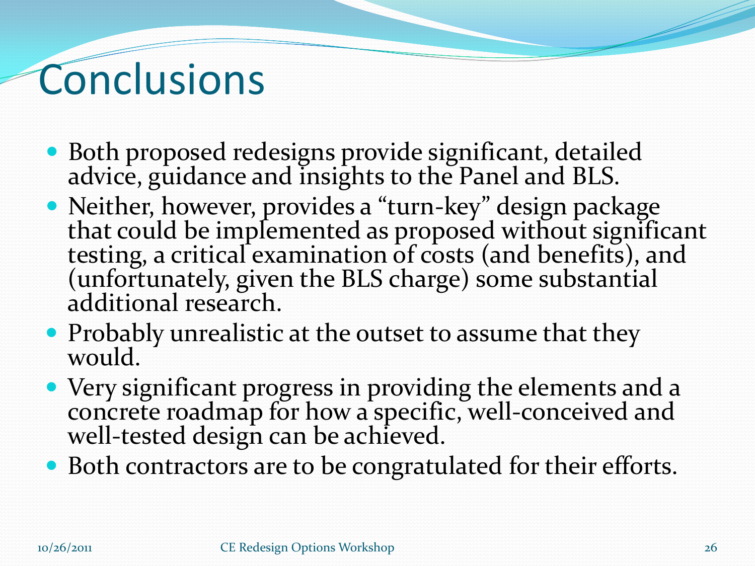# Conclusions

- Both proposed redesigns provide significant, detailed advice, guidance and insights to the Panel and BLS.
- Neither, however, provides a “turn-key” design package that could be implemented as proposed without significant testing, a critical examination of costs (and benefits), and (unfortunately, given the BLS charge) some substantial additional research.
- Probably unrealistic at the outset to assume that they would.
- Very significant progress in providing the elements and a concrete roadmap for how a specific, well-conceived and well-tested design can be achieved.
- Both contractors are to be congratulated for their efforts.